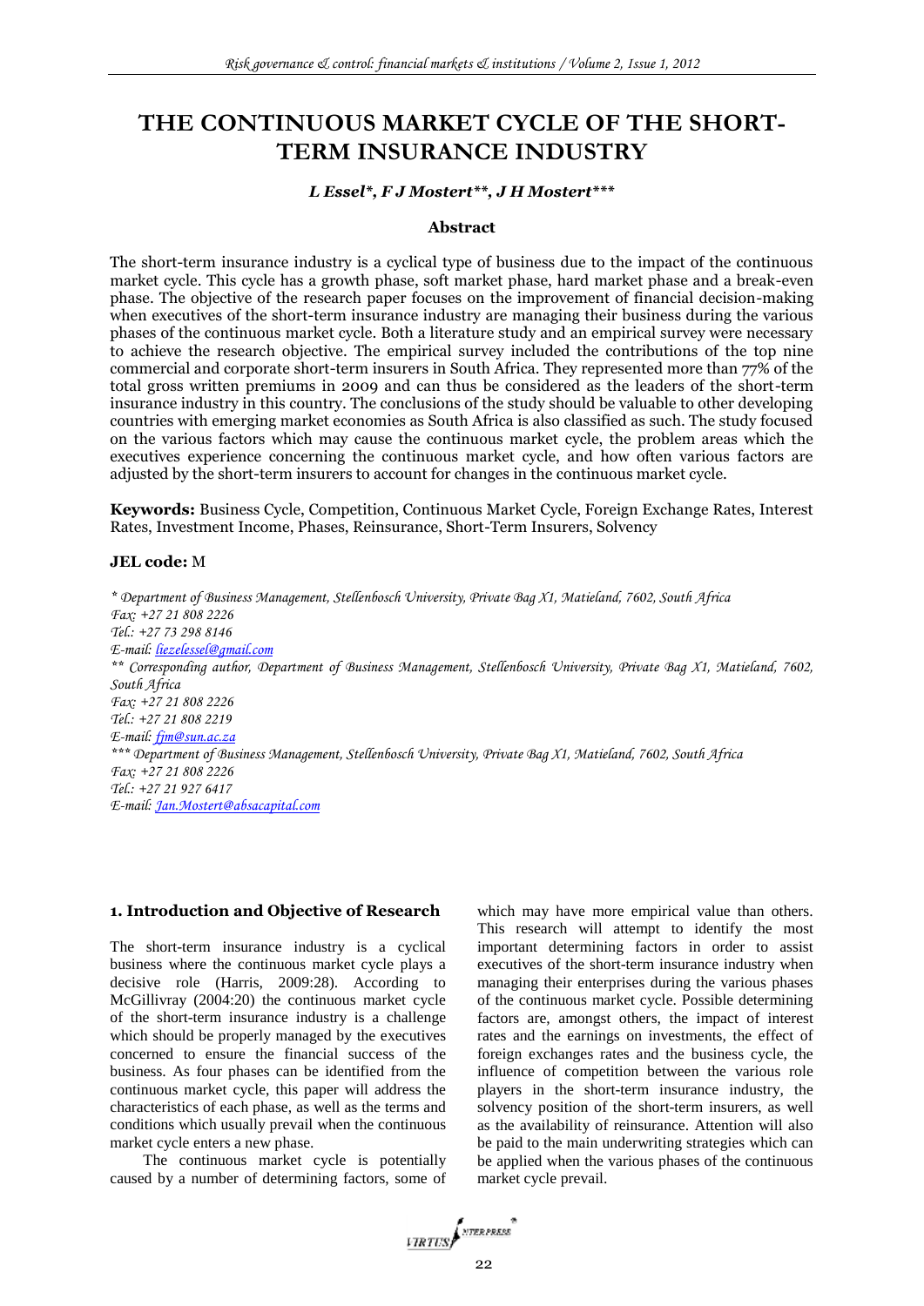# THE CONTINUOUS MARKET CYCLE OF THE SHORT-TERM INSURANCE INDUSTRY

***L Essel\*, F J Mostert\*\*, J H Mostert\*\*\****

### Abstract

The short-term insurance industry is a cyclical type of business due to the impact of the continuous market cycle. This cycle has a growth phase, soft market phase, hard market phase and a break-even phase. The objective of the research paper focuses on the improvement of financial decision-making when executives of the short-term insurance industry are managing their business during the various phases of the continuous market cycle. Both a literature study and an empirical survey were necessary to achieve the research objective. The empirical survey included the contributions of the top nine commercial and corporate short-term insurers in South Africa. They represented more than 77% of the total gross written premiums in 2009 and can thus be considered as the leaders of the short-term insurance industry in this country. The conclusions of the study should be valuable to other developing countries with emerging market economies as South Africa is also classified as such. The study focused on the various factors which may cause the continuous market cycle, the problem areas which the executives experience concerning the continuous market cycle, and how often various factors are adjusted by the short-term insurers to account for changes in the continuous market cycle.

**Keywords:** Business Cycle, Competition, Continuous Market Cycle, Foreign Exchange Rates, Interest Rates, Investment Income, Phases, Reinsurance, Short-Term Insurers, Solvency

**JEL code:** M

*\* Department of Business Management, Stellenbosch University, Private Bag X1, Matieland, 7602, South Africa*
*Fax: +27 21 808 2226*
*Tel.: +27 73 298 8146*
*E-mail: liezelessel@gmail.com*
*\*\* Corresponding author, Department of Business Management, Stellenbosch University, Private Bag X1, Matieland, 7602, South Africa*
*Fax: +27 21 808 2226*
*Tel.: +27 21 808 2219*
*E-mail: fjm@sun.ac.za*
*\*\*\* Department of Business Management, Stellenbosch University, Private Bag X1, Matieland, 7602, South Africa*
*Fax: +27 21 808 2226*
*Tel.: +27 21 927 6417*
*E-mail: Jan.Mostert@absacapital.com*

## 1. Introduction and Objective of Research

The short-term insurance industry is a cyclical business where the continuous market cycle plays a decisive role (Harris, 2009:28). According to McGillivray (2004:20) the continuous market cycle of the short-term insurance industry is a challenge which should be properly managed by the executives concerned to ensure the financial success of the business. As four phases can be identified from the continuous market cycle, this paper will address the characteristics of each phase, as well as the terms and conditions which usually prevail when the continuous market cycle enters a new phase.

The continuous market cycle is potentially caused by a number of determining factors, some of which may have more empirical value than others. This research will attempt to identify the most important determining factors in order to assist executives of the short-term insurance industry when managing their enterprises during the various phases of the continuous market cycle. Possible determining factors are, amongst others, the impact of interest rates and the earnings on investments, the effect of foreign exchanges rates and the business cycle, the influence of competition between the various role players in the short-term insurance industry, the solvency position of the short-term insurers, as well as the availability of reinsurance. Attention will also be paid to the main underwriting strategies which can be applied when the various phases of the continuous market cycle prevail.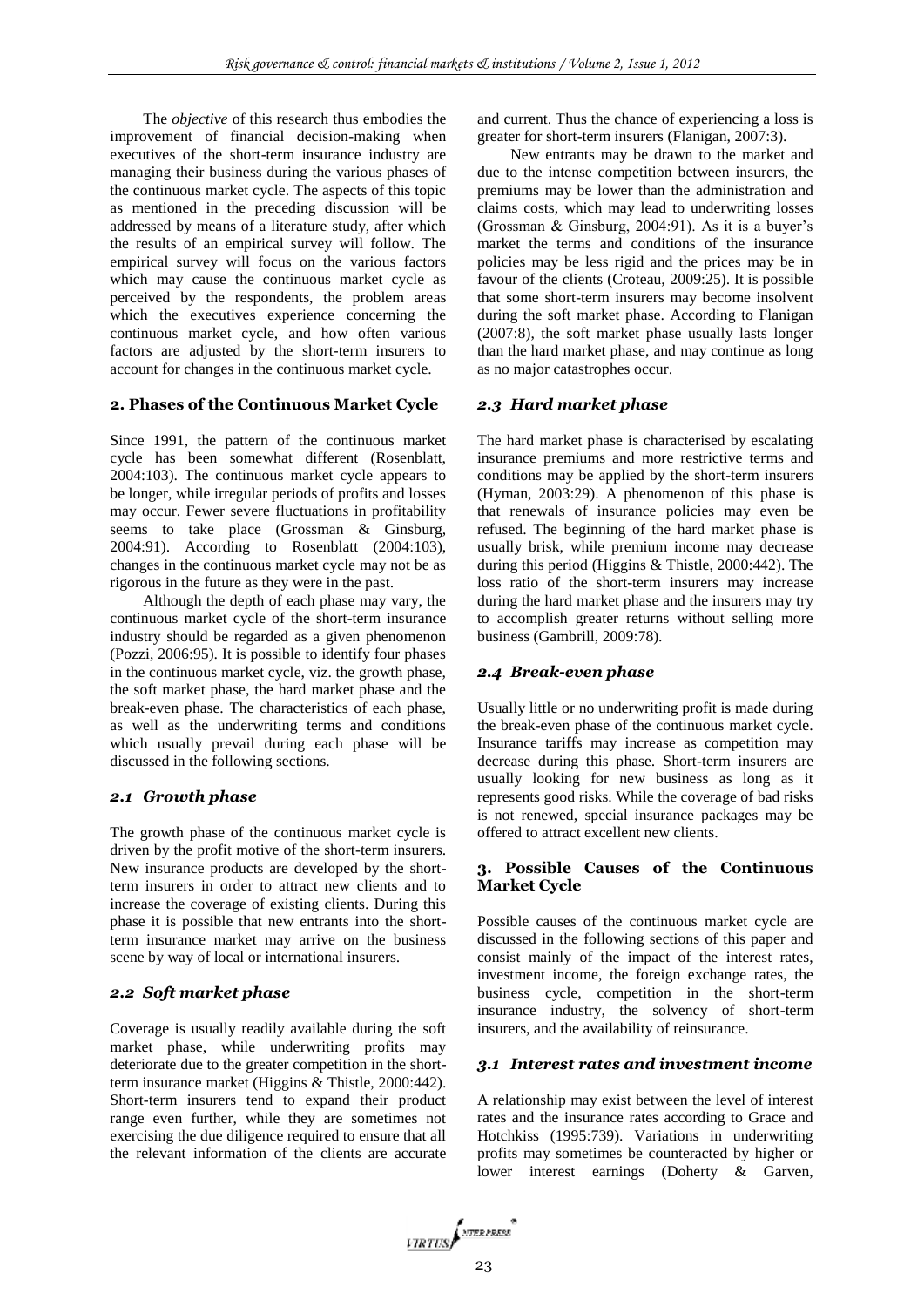The *objective* of this research thus embodies the improvement of financial decision-making when executives of the short-term insurance industry are managing their business during the various phases of the continuous market cycle. The aspects of this topic as mentioned in the preceding discussion will be addressed by means of a literature study, after which the results of an empirical survey will follow. The empirical survey will focus on the various factors which may cause the continuous market cycle as perceived by the respondents, the problem areas which the executives experience concerning the continuous market cycle, and how often various factors are adjusted by the short-term insurers to account for changes in the continuous market cycle.

## 2. Phases of the Continuous Market Cycle

Since 1991, the pattern of the continuous market cycle has been somewhat different (Rosenblatt, 2004:103). The continuous market cycle appears to be longer, while irregular periods of profits and losses may occur. Fewer severe fluctuations in profitability seems to take place (Grossman & Ginsburg, 2004:91). According to Rosenblatt (2004:103), changes in the continuous market cycle may not be as rigorous in the future as they were in the past.

Although the depth of each phase may vary, the continuous market cycle of the short-term insurance industry should be regarded as a given phenomenon (Pozzi, 2006:95). It is possible to identify four phases in the continuous market cycle, viz. the growth phase, the soft market phase, the hard market phase and the break-even phase. The characteristics of each phase, as well as the underwriting terms and conditions which usually prevail during each phase will be discussed in the following sections.

### *2.1 Growth phase*

The growth phase of the continuous market cycle is driven by the profit motive of the short-term insurers. New insurance products are developed by the short-term insurers in order to attract new clients and to increase the coverage of existing clients. During this phase it is possible that new entrants into the short-term insurance market may arrive on the business scene by way of local or international insurers.

### *2.2 Soft market phase*

Coverage is usually readily available during the soft market phase, while underwriting profits may deteriorate due to the greater competition in the short-term insurance market (Higgins & Thistle, 2000:442). Short-term insurers tend to expand their product range even further, while they are sometimes not exercising the due diligence required to ensure that all the relevant information of the clients are accurate and current. Thus the chance of experiencing a loss is greater for short-term insurers (Flanigan, 2007:3).

New entrants may be drawn to the market and due to the intense competition between insurers, the premiums may be lower than the administration and claims costs, which may lead to underwriting losses (Grossman & Ginsburg, 2004:91). As it is a buyer's market the terms and conditions of the insurance policies may be less rigid and the prices may be in favour of the clients (Croteau, 2009:25). It is possible that some short-term insurers may become insolvent during the soft market phase. According to Flanigan (2007:8), the soft market phase usually lasts longer than the hard market phase, and may continue as long as no major catastrophes occur.

### *2.3 Hard market phase*

The hard market phase is characterised by escalating insurance premiums and more restrictive terms and conditions may be applied by the short-term insurers (Hyman, 2003:29). A phenomenon of this phase is that renewals of insurance policies may even be refused. The beginning of the hard market phase is usually brisk, while premium income may decrease during this period (Higgins & Thistle, 2000:442). The loss ratio of the short-term insurers may increase during the hard market phase and the insurers may try to accomplish greater returns without selling more business (Gambrill, 2009:78).

### *2.4 Break-even phase*

Usually little or no underwriting profit is made during the break-even phase of the continuous market cycle. Insurance tariffs may increase as competition may decrease during this phase. Short-term insurers are usually looking for new business as long as it represents good risks. While the coverage of bad risks is not renewed, special insurance packages may be offered to attract excellent new clients.

## 3. Possible Causes of the Continuous Market Cycle

Possible causes of the continuous market cycle are discussed in the following sections of this paper and consist mainly of the impact of the interest rates, investment income, the foreign exchange rates, the business cycle, competition in the short-term insurance industry, the solvency of short-term insurers, and the availability of reinsurance.

### *3.1 Interest rates and investment income*

A relationship may exist between the level of interest rates and the insurance rates according to Grace and Hotchkiss (1995:739). Variations in underwriting profits may sometimes be counteracted by higher or lower interest earnings (Doherty & Garven,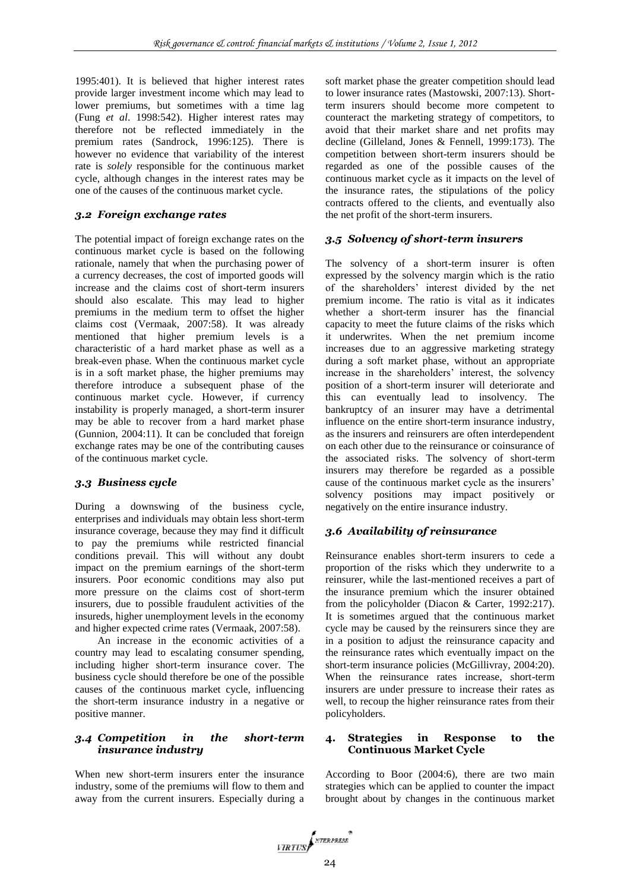1995:401). It is believed that higher interest rates provide larger investment income which may lead to lower premiums, but sometimes with a time lag (Fung *et al*. 1998:542). Higher interest rates may therefore not be reflected immediately in the premium rates (Sandrock, 1996:125). There is however no evidence that variability of the interest rate is *solely* responsible for the continuous market cycle, although changes in the interest rates may be one of the causes of the continuous market cycle.

### *3.2 Foreign exchange rates*

The potential impact of foreign exchange rates on the continuous market cycle is based on the following rationale, namely that when the purchasing power of a currency decreases, the cost of imported goods will increase and the claims cost of short-term insurers should also escalate. This may lead to higher premiums in the medium term to offset the higher claims cost (Vermaak, 2007:58). It was already mentioned that higher premium levels is a characteristic of a hard market phase as well as a break-even phase. When the continuous market cycle is in a soft market phase, the higher premiums may therefore introduce a subsequent phase of the continuous market cycle. However, if currency instability is properly managed, a short-term insurer may be able to recover from a hard market phase (Gunnion, 2004:11). It can be concluded that foreign exchange rates may be one of the contributing causes of the continuous market cycle.

### *3.3 Business cycle*

During a downswing of the business cycle, enterprises and individuals may obtain less short-term insurance coverage, because they may find it difficult to pay the premiums while restricted financial conditions prevail. This will without any doubt impact on the premium earnings of the short-term insurers. Poor economic conditions may also put more pressure on the claims cost of short-term insurers, due to possible fraudulent activities of the insureds, higher unemployment levels in the economy and higher expected crime rates (Vermaak, 2007:58).

An increase in the economic activities of a country may lead to escalating consumer spending, including higher short-term insurance cover. The business cycle should therefore be one of the possible causes of the continuous market cycle, influencing the short-term insurance industry in a negative or positive manner.

### *3.4 Competition in the short-term insurance industry*

When new short-term insurers enter the insurance industry, some of the premiums will flow to them and away from the current insurers. Especially during a soft market phase the greater competition should lead to lower insurance rates (Mastowski, 2007:13). Short-term insurers should become more competent to counteract the marketing strategy of competitors, to avoid that their market share and net profits may decline (Gilleland, Jones & Fennell, 1999:173). The competition between short-term insurers should be regarded as one of the possible causes of the continuous market cycle as it impacts on the level of the insurance rates, the stipulations of the policy contracts offered to the clients, and eventually also the net profit of the short-term insurers.

### *3.5 Solvency of short-term insurers*

The solvency of a short-term insurer is often expressed by the solvency margin which is the ratio of the shareholders' interest divided by the net premium income. The ratio is vital as it indicates whether a short-term insurer has the financial capacity to meet the future claims of the risks which it underwrites. When the net premium income increases due to an aggressive marketing strategy during a soft market phase, without an appropriate increase in the shareholders' interest, the solvency position of a short-term insurer will deteriorate and this can eventually lead to insolvency. The bankruptcy of an insurer may have a detrimental influence on the entire short-term insurance industry, as the insurers and reinsurers are often interdependent on each other due to the reinsurance or coinsurance of the associated risks. The solvency of short-term insurers may therefore be regarded as a possible cause of the continuous market cycle as the insurers' solvency positions may impact positively or negatively on the entire insurance industry.

### *3.6 Availability of reinsurance*

Reinsurance enables short-term insurers to cede a proportion of the risks which they underwrite to a reinsurer, while the last-mentioned receives a part of the insurance premium which the insurer obtained from the policyholder (Diacon & Carter, 1992:217). It is sometimes argued that the continuous market cycle may be caused by the reinsurers since they are in a position to adjust the reinsurance capacity and the reinsurance rates which eventually impact on the short-term insurance policies (McGillivray, 2004:20). When the reinsurance rates increase, short-term insurers are under pressure to increase their rates as well, to recoup the higher reinsurance rates from their policyholders.

## 4. Strategies in Response to the Continuous Market Cycle

According to Boor (2004:6), there are two main strategies which can be applied to counter the impact brought about by changes in the continuous market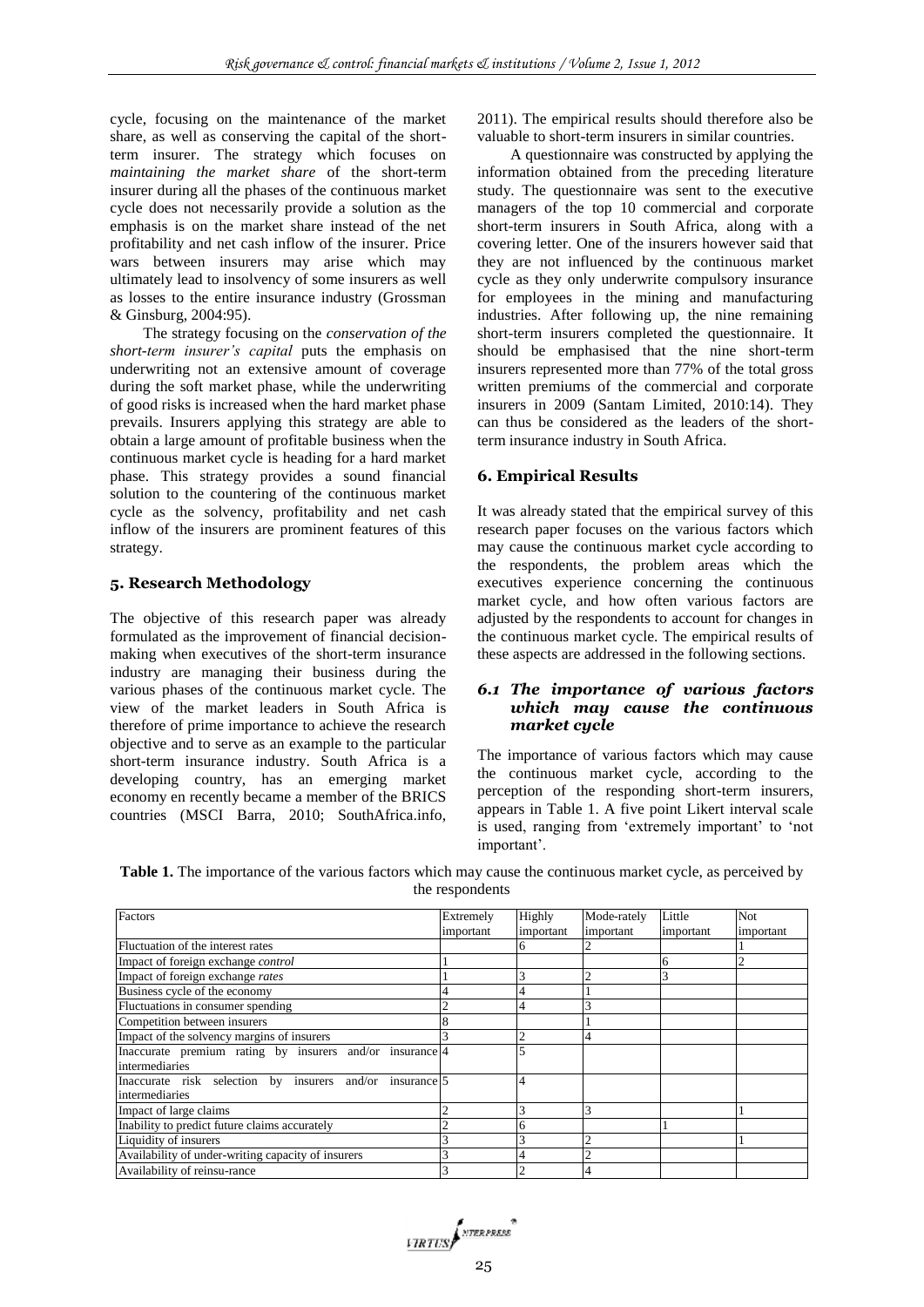cycle, focusing on the maintenance of the market share, as well as conserving the capital of the short-term insurer. The strategy which focuses on *maintaining the market share* of the short-term insurer during all the phases of the continuous market cycle does not necessarily provide a solution as the emphasis is on the market share instead of the net profitability and net cash inflow of the insurer. Price wars between insurers may arise which may ultimately lead to insolvency of some insurers as well as losses to the entire insurance industry (Grossman & Ginsburg, 2004:95).

The strategy focusing on the *conservation of the short-term insurer's capital* puts the emphasis on underwriting not an extensive amount of coverage during the soft market phase, while the underwriting of good risks is increased when the hard market phase prevails. Insurers applying this strategy are able to obtain a large amount of profitable business when the continuous market cycle is heading for a hard market phase. This strategy provides a sound financial solution to the countering of the continuous market cycle as the solvency, profitability and net cash inflow of the insurers are prominent features of this strategy.

## 5. Research Methodology

The objective of this research paper was already formulated as the improvement of financial decision-making when executives of the short-term insurance industry are managing their business during the various phases of the continuous market cycle. The view of the market leaders in South Africa is therefore of prime importance to achieve the research objective and to serve as an example to the particular short-term insurance industry. South Africa is a developing country, has an emerging market economy en recently became a member of the BRICS countries (MSCI Barra, 2010; SouthAfrica.info, 2011). The empirical results should therefore also be valuable to short-term insurers in similar countries.

A questionnaire was constructed by applying the information obtained from the preceding literature study. The questionnaire was sent to the executive managers of the top 10 commercial and corporate short-term insurers in South Africa, along with a covering letter. One of the insurers however said that they are not influenced by the continuous market cycle as they only underwrite compulsory insurance for employees in the mining and manufacturing industries. After following up, the nine remaining short-term insurers completed the questionnaire. It should be emphasised that the nine short-term insurers represented more than 77% of the total gross written premiums of the commercial and corporate insurers in 2009 (Santam Limited, 2010:14). They can thus be considered as the leaders of the short-term insurance industry in South Africa.

## 6. Empirical Results

It was already stated that the empirical survey of this research paper focuses on the various factors which may cause the continuous market cycle according to the respondents, the problem areas which the executives experience concerning the continuous market cycle, and how often various factors are adjusted by the respondents to account for changes in the continuous market cycle. The empirical results of these aspects are addressed in the following sections.

### 6.1 The importance of various factors which may cause the continuous market cycle

The importance of various factors which may cause the continuous market cycle, according to the perception of the responding short-term insurers, appears in Table 1. A five point Likert interval scale is used, ranging from 'extremely important' to 'not important'.

**Table 1.** The importance of the various factors which may cause the continuous market cycle, as perceived by the respondents

| Factors | Extremely important | Highly important | Mode-rately important | Little important | Not important |
|---|---|---|---|---|---|
| Fluctuation of the interest rates | | 6 | 2 | | 1 |
| Impact of foreign exchange *control* | 1 | | | 6 | 2 |
| Impact of foreign exchange *rates* | 1 | 3 | 2 | 3 | |
| Business cycle of the economy | 4 | 4 | 1 | | |
| Fluctuations in consumer spending | 2 | 4 | 3 | | |
| Competition between insurers | 8 | | 1 | | |
| Impact of the solvency margins of insurers | 3 | 2 | 4 | | |
| Inaccurate premium rating by insurers and/or insurance intermediaries | 4 | 5 | | | |
| Inaccurate risk selection by insurers and/or insurance intermediaries | 5 | 4 | | | |
| Impact of large claims | 2 | 3 | 3 | | 1 |
| Inability to predict future claims accurately | 2 | 6 | | 1 | |
| Liquidity of insurers | 3 | 3 | 2 | | 1 |
| Availability of under-writing capacity of insurers | 3 | 4 | 2 | | |
| Availability of reinsu-rance | 3 | 2 | 4 | | |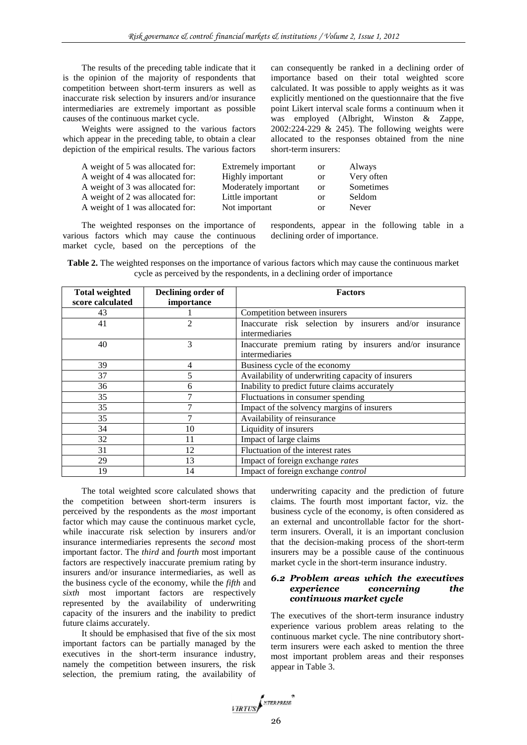The results of the preceding table indicate that it is the opinion of the majority of respondents that competition between short-term insurers as well as inaccurate risk selection by insurers and/or insurance intermediaries are extremely important as possible causes of the continuous market cycle.

Weights were assigned to the various factors which appear in the preceding table, to obtain a clear depiction of the empirical results. The various factors can consequently be ranked in a declining order of importance based on their total weighted score calculated. It was possible to apply weights as it was explicitly mentioned on the questionnaire that the five point Likert interval scale forms a continuum when it was employed (Albright, Winston & Zappe, 2002:224-229 & 245). The following weights were allocated to the responses obtained from the nine short-term insurers:

| | | | |
|---|---|---|---|
| A weight of 5 was allocated for: | Extremely important | or | Always |
| A weight of 4 was allocated for: | Highly important | or | Very often |
| A weight of 3 was allocated for: | Moderately important | or | Sometimes |
| A weight of 2 was allocated for: | Little important | or | Seldom |
| A weight of 1 was allocated for: | Not important | or | Never |

The weighted responses on the importance of various factors which may cause the continuous market cycle, based on the perceptions of the respondents, appear in the following table in a declining order of importance.

**Table 2.** The weighted responses on the importance of various factors which may cause the continuous market cycle as perceived by the respondents, in a declining order of importance

| Total weighted score calculated | Declining order of importance | Factors |
|---|---|---|
| 43 | 1 | Competition between insurers |
| 41 | 2 | Inaccurate risk selection by insurers and/or insurance intermediaries |
| 40 | 3 | Inaccurate premium rating by insurers and/or insurance intermediaries |
| 39 | 4 | Business cycle of the economy |
| 37 | 5 | Availability of underwriting capacity of insurers |
| 36 | 6 | Inability to predict future claims accurately |
| 35 | 7 | Fluctuations in consumer spending |
| 35 | 7 | Impact of the solvency margins of insurers |
| 35 | 7 | Availability of reinsurance |
| 34 | 10 | Liquidity of insurers |
| 32 | 11 | Impact of large claims |
| 31 | 12 | Fluctuation of the interest rates |
| 29 | 13 | Impact of foreign exchange *rates* |
| 19 | 14 | Impact of foreign exchange *control* |

The total weighted score calculated shows that the competition between short-term insurers is perceived by the respondents as the *most* important factor which may cause the continuous market cycle, while inaccurate risk selection by insurers and/or insurance intermediaries represents the *second* most important factor. The *third* and *fourth* most important factors are respectively inaccurate premium rating by insurers and/or insurance intermediaries, as well as the business cycle of the economy, while the *fifth* and *sixth* most important factors are respectively represented by the availability of underwriting capacity of the insurers and the inability to predict future claims accurately.

It should be emphasised that five of the six most important factors can be partially managed by the executives in the short-term insurance industry, namely the competition between insurers, the risk selection, the premium rating, the availability of underwriting capacity and the prediction of future claims. The fourth most important factor, viz. the business cycle of the economy, is often considered as an external and uncontrollable factor for the short-term insurers. Overall, it is an important conclusion that the decision-making process of the short-term insurers may be a possible cause of the continuous market cycle in the short-term insurance industry.

### 6.2 Problem areas which the executives experience concerning the continuous market cycle

The executives of the short-term insurance industry experience various problem areas relating to the continuous market cycle. The nine contributory short-term insurers were each asked to mention the three most important problem areas and their responses appear in Table 3.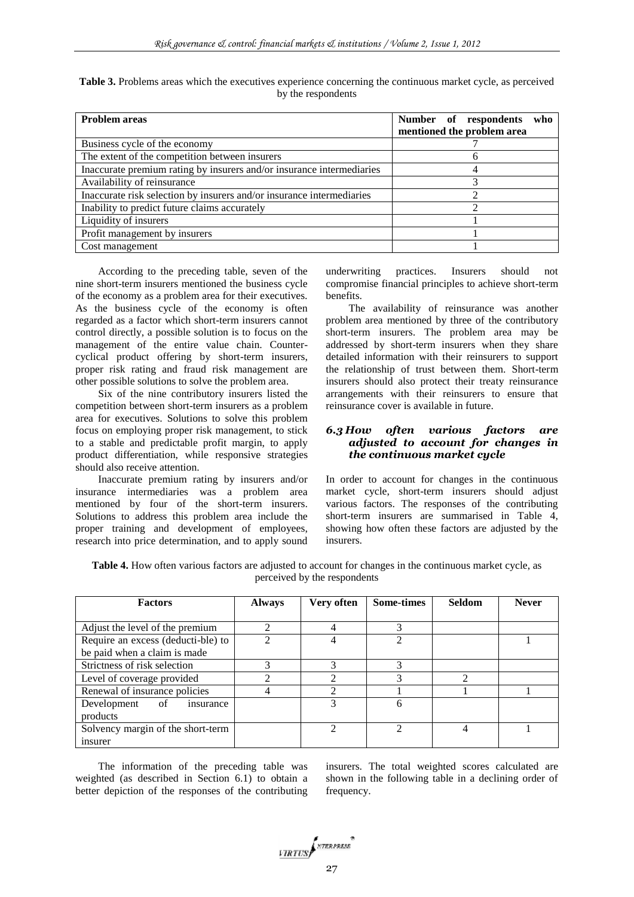**Table 3.** Problems areas which the executives experience concerning the continuous market cycle, as perceived by the respondents

| Problem areas | Number of respondents who mentioned the problem area |
|---|---|
| Business cycle of the economy | 7 |
| The extent of the competition between insurers | 6 |
| Inaccurate premium rating by insurers and/or insurance intermediaries | 4 |
| Availability of reinsurance | 3 |
| Inaccurate risk selection by insurers and/or insurance intermediaries | 2 |
| Inability to predict future claims accurately | 2 |
| Liquidity of insurers | 1 |
| Profit management by insurers | 1 |
| Cost management | 1 |

According to the preceding table, seven of the nine short-term insurers mentioned the business cycle of the economy as a problem area for their executives. As the business cycle of the economy is often regarded as a factor which short-term insurers cannot control directly, a possible solution is to focus on the management of the entire value chain. Counter-cyclical product offering by short-term insurers, proper risk rating and fraud risk management are other possible solutions to solve the problem area.

Six of the nine contributory insurers listed the competition between short-term insurers as a problem area for executives. Solutions to solve this problem focus on employing proper risk management, to stick to a stable and predictable profit margin, to apply product differentiation, while responsive strategies should also receive attention.

Inaccurate premium rating by insurers and/or insurance intermediaries was a problem area mentioned by four of the short-term insurers. Solutions to address this problem area include the proper training and development of employees, research into price determination, and to apply sound underwriting practices. Insurers should not compromise financial principles to achieve short-term benefits.

The availability of reinsurance was another problem area mentioned by three of the contributory short-term insurers. The problem area may be addressed by short-term insurers when they share detailed information with their reinsurers to support the relationship of trust between them. Short-term insurers should also protect their treaty reinsurance arrangements with their reinsurers to ensure that reinsurance cover is available in future.

### *6.3 How often various factors are adjusted to account for changes in the continuous market cycle*

In order to account for changes in the continuous market cycle, short-term insurers should adjust various factors. The responses of the contributing short-term insurers are summarised in Table 4, showing how often these factors are adjusted by the insurers.

**Table 4.** How often various factors are adjusted to account for changes in the continuous market cycle, as perceived by the respondents

| Factors | Always | Very often | Some-times | Seldom | Never |
|---|---|---|---|---|---|
| Adjust the level of the premium | 2 | 4 | 3 | | |
| Require an excess (deducti-ble) to be paid when a claim is made | 2 | 4 | 2 | | 1 |
| Strictness of risk selection | 3 | 3 | 3 | | |
| Level of coverage provided | 2 | 2 | 3 | 2 | |
| Renewal of insurance policies | 4 | 2 | 1 | 1 | 1 |
| Development of insurance products | | 3 | 6 | | |
| Solvency margin of the short-term insurer | | 2 | 2 | 4 | 1 |

The information of the preceding table was weighted (as described in Section 6.1) to obtain a better depiction of the responses of the contributing insurers. The total weighted scores calculated are shown in the following table in a declining order of frequency.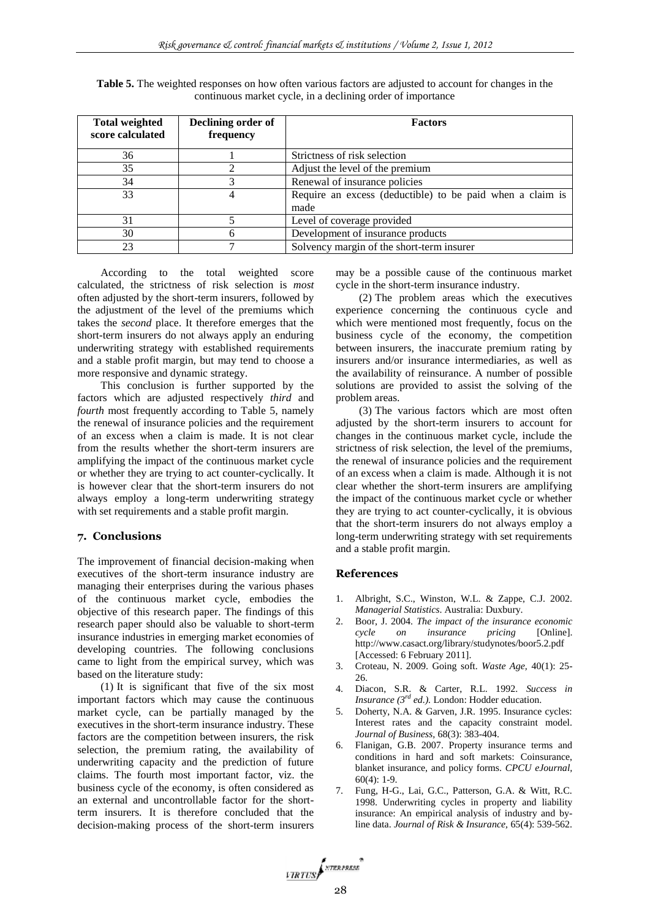**Table 5.** The weighted responses on how often various factors are adjusted to account for changes in the continuous market cycle, in a declining order of importance

| Total weighted score calculated | Declining order of frequency | Factors |
|---|---|---|
| 36 | 1 | Strictness of risk selection |
| 35 | 2 | Adjust the level of the premium |
| 34 | 3 | Renewal of insurance policies |
| 33 | 4 | Require an excess (deductible) to be paid when a claim is made |
| 31 | 5 | Level of coverage provided |
| 30 | 6 | Development of insurance products |
| 23 | 7 | Solvency margin of the short-term insurer |

According to the total weighted score calculated, the strictness of risk selection is *most* often adjusted by the short-term insurers, followed by the adjustment of the level of the premiums which takes the *second* place. It therefore emerges that the short-term insurers do not always apply an enduring underwriting strategy with established requirements and a stable profit margin, but may tend to choose a more responsive and dynamic strategy.

This conclusion is further supported by the factors which are adjusted respectively *third* and *fourth* most frequently according to Table 5, namely the renewal of insurance policies and the requirement of an excess when a claim is made. It is not clear from the results whether the short-term insurers are amplifying the impact of the continuous market cycle or whether they are trying to act counter-cyclically. It is however clear that the short-term insurers do not always employ a long-term underwriting strategy with set requirements and a stable profit margin.

## 7. Conclusions

The improvement of financial decision-making when executives of the short-term insurance industry are managing their enterprises during the various phases of the continuous market cycle, embodies the objective of this research paper. The findings of this research paper should also be valuable to short-term insurance industries in emerging market economies of developing countries. The following conclusions came to light from the empirical survey, which was based on the literature study:

(1) It is significant that five of the six most important factors which may cause the continuous market cycle, can be partially managed by the executives in the short-term insurance industry. These factors are the competition between insurers, the risk selection, the premium rating, the availability of underwriting capacity and the prediction of future claims. The fourth most important factor, viz. the business cycle of the economy, is often considered as an external and uncontrollable factor for the short-term insurers. It is therefore concluded that the decision-making process of the short-term insurers may be a possible cause of the continuous market cycle in the short-term insurance industry.

(2) The problem areas which the executives experience concerning the continuous cycle and which were mentioned most frequently, focus on the business cycle of the economy, the competition between insurers, the inaccurate premium rating by insurers and/or insurance intermediaries, as well as the availability of reinsurance. A number of possible solutions are provided to assist the solving of the problem areas.

(3) The various factors which are most often adjusted by the short-term insurers to account for changes in the continuous market cycle, include the strictness of risk selection, the level of the premiums, the renewal of insurance policies and the requirement of an excess when a claim is made. Although it is not clear whether the short-term insurers are amplifying the impact of the continuous market cycle or whether they are trying to act counter-cyclically, it is obvious that the short-term insurers do not always employ a long-term underwriting strategy with set requirements and a stable profit margin.

## References

1. Albright, S.C., Winston, W.L. & Zappe, C.J. 2002. *Managerial Statistics*. Australia: Duxbury.
2. Boor, J. 2004. *The impact of the insurance economic cycle on insurance pricing* [Online]. http://www.casact.org/library/studynotes/boor5.2.pdf [Accessed: 6 February 2011].
3. Croteau, N. 2009. Going soft. *Waste Age*, 40(1): 25-26.
4. Diacon, S.R. & Carter, R.L. 1992. *Success in Insurance (3rd ed.)*. London: Hodder education.
5. Doherty, N.A. & Garven, J.R. 1995. Insurance cycles: Interest rates and the capacity constraint model. *Journal of Business*, 68(3): 383-404.
6. Flanigan, G.B. 2007. Property insurance terms and conditions in hard and soft markets: Coinsurance, blanket insurance, and policy forms. *CPCU eJournal*, 60(4): 1-9.
7. Fung, H-G., Lai, G.C., Patterson, G.A. & Witt, R.C. 1998. Underwriting cycles in property and liability insurance: An empirical analysis of industry and by-line data. *Journal of Risk & Insurance*, 65(4): 539-562.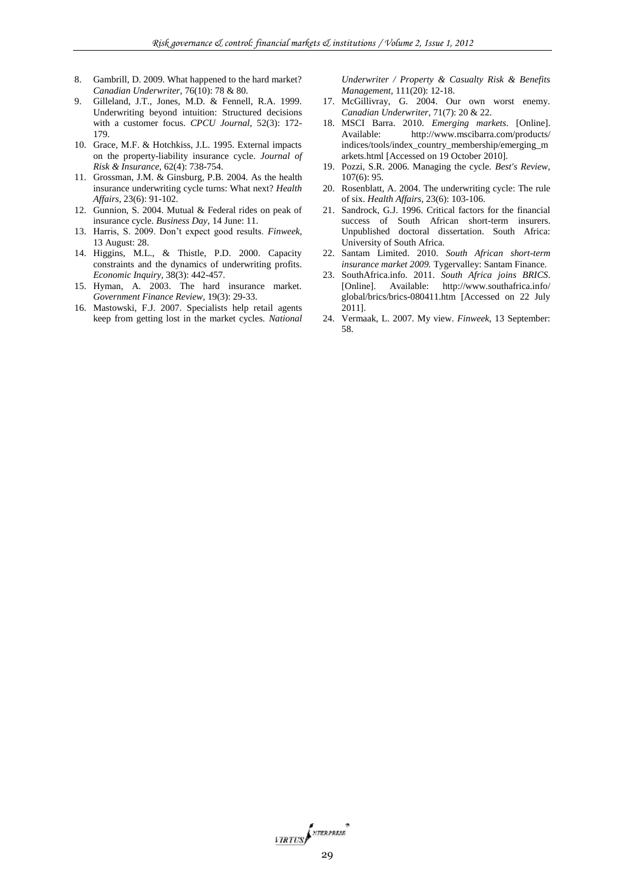8. Gambrill, D. 2009. What happened to the hard market? *Canadian Underwriter*, 76(10): 78 & 80.
9. Gilleland, J.T., Jones, M.D. & Fennell, R.A. 1999. Underwriting beyond intuition: Structured decisions with a customer focus. *CPCU Journal*, 52(3): 172-179.
10. Grace, M.F. & Hotchkiss, J.L. 1995. External impacts on the property-liability insurance cycle. *Journal of Risk & Insurance*, 62(4): 738-754.
11. Grossman, J.M. & Ginsburg, P.B. 2004. As the health insurance underwriting cycle turns: What next? *Health Affairs*, 23(6): 91-102.
12. Gunnion, S. 2004. Mutual & Federal rides on peak of insurance cycle. *Business Day*, 14 June: 11.
13. Harris, S. 2009. Don't expect good results. *Finweek*, 13 August: 28.
14. Higgins, M.L., & Thistle, P.D. 2000. Capacity constraints and the dynamics of underwriting profits. *Economic Inquiry*, 38(3): 442-457.
15. Hyman, A. 2003. The hard insurance market. *Government Finance Review*, 19(3): 29-33.
16. Mastowski, F.J. 2007. Specialists help retail agents keep from getting lost in the market cycles. *National Underwriter / Property & Casualty Risk & Benefits Management*, 111(20): 12-18.
17. McGillivray, G. 2004. Our own worst enemy. *Canadian Underwriter*, 71(7): 20 & 22.
18. MSCI Barra. 2010. *Emerging markets*. [Online]. Available: http://www.mscibarra.com/products/indices/tools/index_country_membership/emerging_markets.html [Accessed on 19 October 2010].
19. Pozzi, S.R. 2006. Managing the cycle. *Best's Review*, 107(6): 95.
20. Rosenblatt, A. 2004. The underwriting cycle: The rule of six. *Health Affairs*, 23(6): 103-106.
21. Sandrock, G.J. 1996. Critical factors for the financial success of South African short-term insurers. Unpublished doctoral dissertation. South Africa: University of South Africa.
22. Santam Limited. 2010. *South African short-term insurance market 2009.* Tygervalley: Santam Finance.
23. SouthAfrica.info. 2011. *South Africa joins BRICS*. [Online]. Available: http://www.southafrica.info/global/brics/brics-080411.htm [Accessed on 22 July 2011].
24. Vermaak, L. 2007. My view. *Finweek*, 13 September: 58.